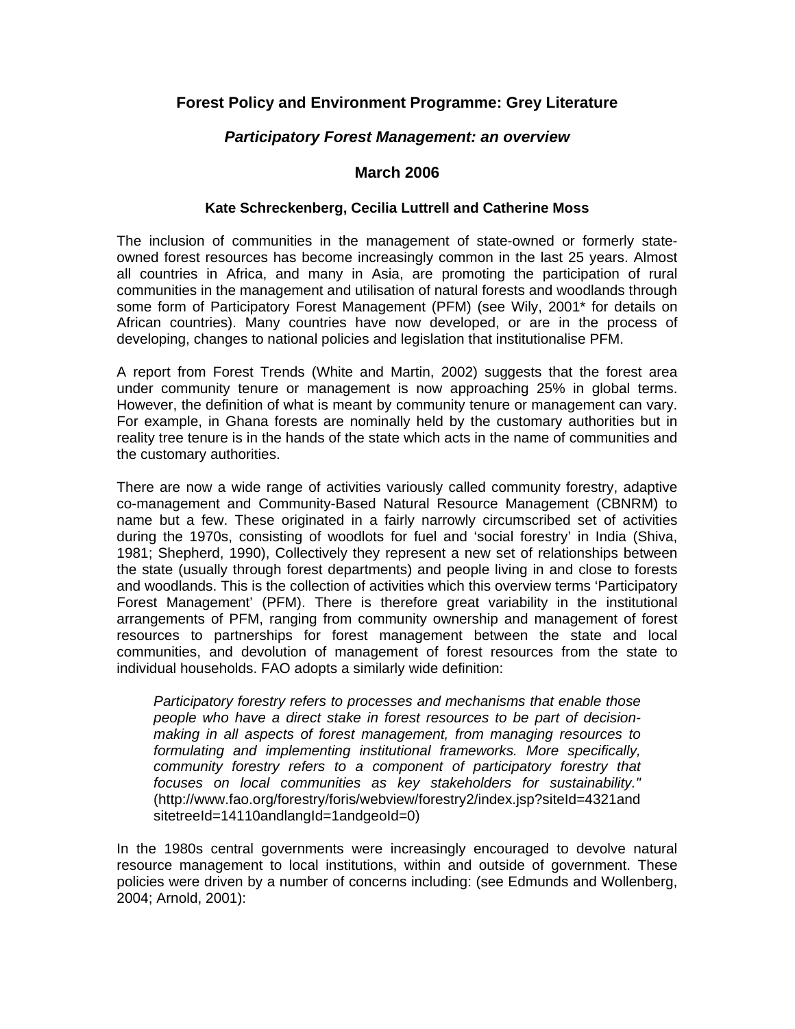# Forest Policy and Environment Programme: Grey Literature

## *Participatory Forest Management: an overview*

### March 2006

#### Kate Schreckenberg, Cecilia Luttrell and Catherine Moss

The inclusion of communities in the management of state-owned or formerly state-owned forest resources has become increasingly common in the last 25 years. Almost all countries in Africa, and many in Asia, are promoting the participation of rural communities in the management and utilisation of natural forests and woodlands through some form of Participatory Forest Management (PFM) (see Wily, 2001* for details on African countries). Many countries have now developed, or are in the process of developing, changes to national policies and legislation that institutionalise PFM.

A report from Forest Trends (White and Martin, 2002) suggests that the forest area under community tenure or management is now approaching 25% in global terms. However, the definition of what is meant by community tenure or management can vary. For example, in Ghana forests are nominally held by the customary authorities but in reality tree tenure is in the hands of the state which acts in the name of communities and the customary authorities.

There are now a wide range of activities variously called community forestry, adaptive co-management and Community-Based Natural Resource Management (CBNRM) to name but a few. These originated in a fairly narrowly circumscribed set of activities during the 1970s, consisting of woodlots for fuel and 'social forestry' in India (Shiva, 1981; Shepherd, 1990), Collectively they represent a new set of relationships between the state (usually through forest departments) and people living in and close to forests and woodlands. This is the collection of activities which this overview terms 'Participatory Forest Management' (PFM). There is therefore great variability in the institutional arrangements of PFM, ranging from community ownership and management of forest resources to partnerships for forest management between the state and local communities, and devolution of management of forest resources from the state to individual households. FAO adopts a similarly wide definition:

> *Participatory forestry refers to processes and mechanisms that enable those people who have a direct stake in forest resources to be part of decision-making in all aspects of forest management, from managing resources to formulating and implementing institutional frameworks. More specifically, community forestry refers to a component of participatory forestry that focuses on local communities as key stakeholders for sustainability."* (http://www.fao.org/forestry/foris/webview/forestry2/index.jsp?siteId=4321and sitetreeId=14110andlangId=1andgeoId=0)

In the 1980s central governments were increasingly encouraged to devolve natural resource management to local institutions, within and outside of government. These policies were driven by a number of concerns including: (see Edmunds and Wollenberg, 2004; Arnold, 2001):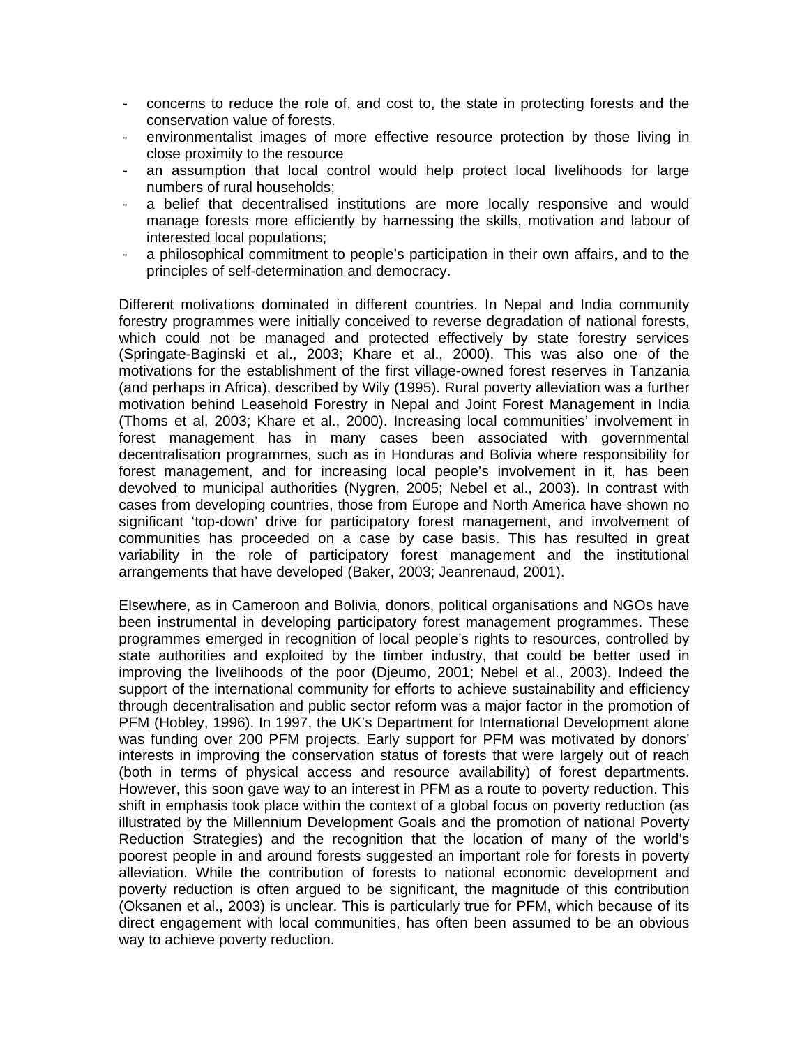- concerns to reduce the role of, and cost to, the state in protecting forests and the conservation value of forests.
- environmentalist images of more effective resource protection by those living in close proximity to the resource
- an assumption that local control would help protect local livelihoods for large numbers of rural households;
- a belief that decentralised institutions are more locally responsive and would manage forests more efficiently by harnessing the skills, motivation and labour of interested local populations;
- a philosophical commitment to people's participation in their own affairs, and to the principles of self-determination and democracy.

Different motivations dominated in different countries. In Nepal and India community forestry programmes were initially conceived to reverse degradation of national forests, which could not be managed and protected effectively by state forestry services (Springate-Baginski et al., 2003; Khare et al., 2000). This was also one of the motivations for the establishment of the first village-owned forest reserves in Tanzania (and perhaps in Africa), described by Wily (1995). Rural poverty alleviation was a further motivation behind Leasehold Forestry in Nepal and Joint Forest Management in India (Thoms et al, 2003; Khare et al., 2000). Increasing local communities' involvement in forest management has in many cases been associated with governmental decentralisation programmes, such as in Honduras and Bolivia where responsibility for forest management, and for increasing local people's involvement in it, has been devolved to municipal authorities (Nygren, 2005; Nebel et al., 2003). In contrast with cases from developing countries, those from Europe and North America have shown no significant 'top-down' drive for participatory forest management, and involvement of communities has proceeded on a case by case basis. This has resulted in great variability in the role of participatory forest management and the institutional arrangements that have developed (Baker, 2003; Jeanrenaud, 2001).

Elsewhere, as in Cameroon and Bolivia, donors, political organisations and NGOs have been instrumental in developing participatory forest management programmes. These programmes emerged in recognition of local people's rights to resources, controlled by state authorities and exploited by the timber industry, that could be better used in improving the livelihoods of the poor (Djeumo, 2001; Nebel et al., 2003). Indeed the support of the international community for efforts to achieve sustainability and efficiency through decentralisation and public sector reform was a major factor in the promotion of PFM (Hobley, 1996). In 1997, the UK's Department for International Development alone was funding over 200 PFM projects. Early support for PFM was motivated by donors' interests in improving the conservation status of forests that were largely out of reach (both in terms of physical access and resource availability) of forest departments. However, this soon gave way to an interest in PFM as a route to poverty reduction. This shift in emphasis took place within the context of a global focus on poverty reduction (as illustrated by the Millennium Development Goals and the promotion of national Poverty Reduction Strategies) and the recognition that the location of many of the world's poorest people in and around forests suggested an important role for forests in poverty alleviation. While the contribution of forests to national economic development and poverty reduction is often argued to be significant, the magnitude of this contribution (Oksanen et al., 2003) is unclear. This is particularly true for PFM, which because of its direct engagement with local communities, has often been assumed to be an obvious way to achieve poverty reduction.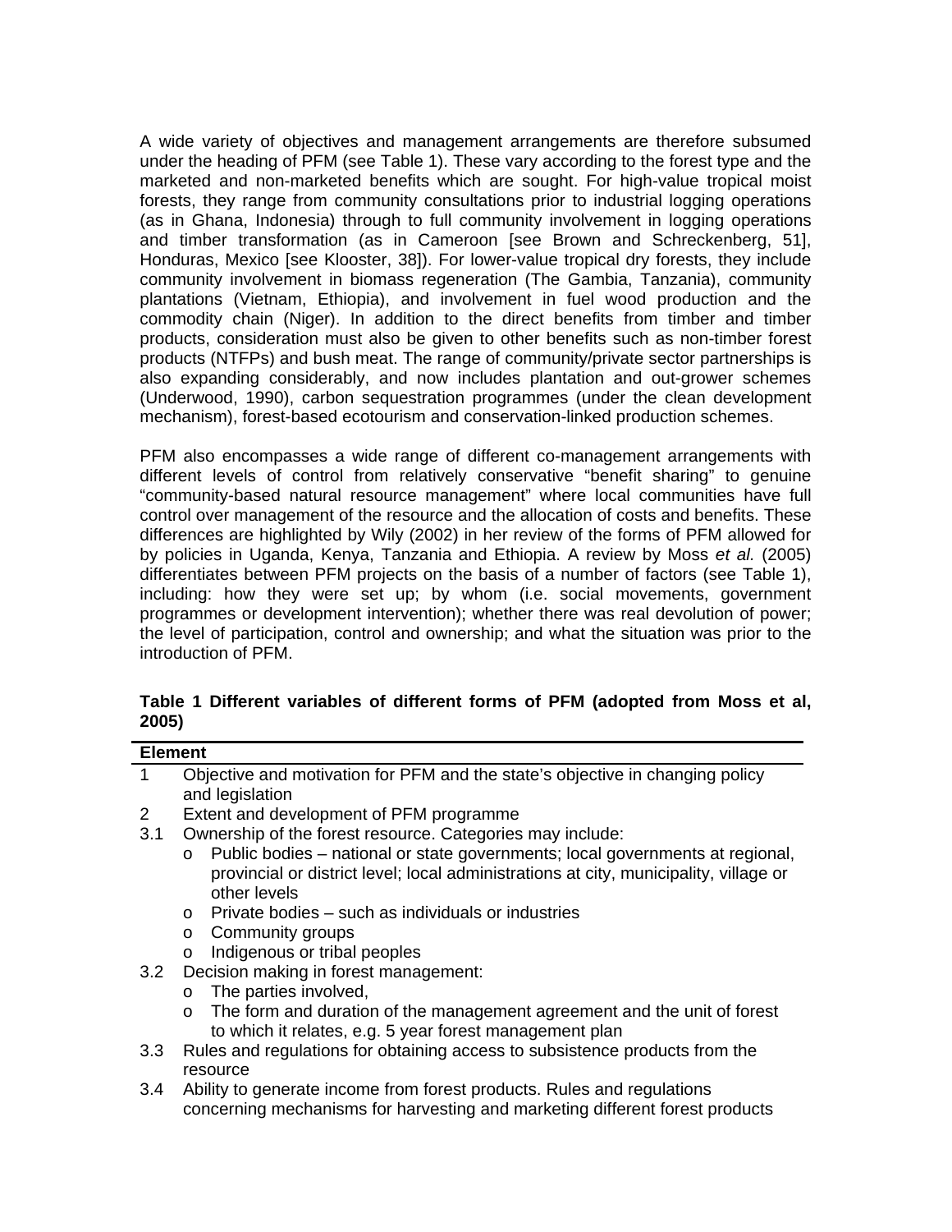A wide variety of objectives and management arrangements are therefore subsumed under the heading of PFM (see Table 1). These vary according to the forest type and the marketed and non-marketed benefits which are sought. For high-value tropical moist forests, they range from community consultations prior to industrial logging operations (as in Ghana, Indonesia) through to full community involvement in logging operations and timber transformation (as in Cameroon [see Brown and Schreckenberg, 51], Honduras, Mexico [see Klooster, 38]). For lower-value tropical dry forests, they include community involvement in biomass regeneration (The Gambia, Tanzania), community plantations (Vietnam, Ethiopia), and involvement in fuel wood production and the commodity chain (Niger). In addition to the direct benefits from timber and timber products, consideration must also be given to other benefits such as non-timber forest products (NTFPs) and bush meat. The range of community/private sector partnerships is also expanding considerably, and now includes plantation and out-grower schemes (Underwood, 1990), carbon sequestration programmes (under the clean development mechanism), forest-based ecotourism and conservation-linked production schemes.

PFM also encompasses a wide range of different co-management arrangements with different levels of control from relatively conservative "benefit sharing" to genuine "community-based natural resource management" where local communities have full control over management of the resource and the allocation of costs and benefits. These differences are highlighted by Wily (2002) in her review of the forms of PFM allowed for by policies in Uganda, Kenya, Tanzania and Ethiopia. A review by Moss *et al.* (2005) differentiates between PFM projects on the basis of a number of factors (see Table 1), including: how they were set up; by whom (i.e. social movements, government programmes or development intervention); whether there was real devolution of power; the level of participation, control and ownership; and what the situation was prior to the introduction of PFM.

**Table 1 Different variables of different forms of PFM (adopted from Moss et al, 2005)**

| Element | |
|---|---|
| 1 | Objective and motivation for PFM and the state's objective in changing policy and legislation |
| 2 | Extent and development of PFM programme |
| 3.1 | Ownership of the forest resource. Categories may include:<br>o Public bodies – national or state governments; local governments at regional, provincial or district level; local administrations at city, municipality, village or other levels<br>o Private bodies – such as individuals or industries<br>o Community groups<br>o Indigenous or tribal peoples |
| 3.2 | Decision making in forest management:<br>o The parties involved,<br>o The form and duration of the management agreement and the unit of forest to which it relates, e.g. 5 year forest management plan |
| 3.3 | Rules and regulations for obtaining access to subsistence products from the resource |
| 3.4 | Ability to generate income from forest products. Rules and regulations concerning mechanisms for harvesting and marketing different forest products |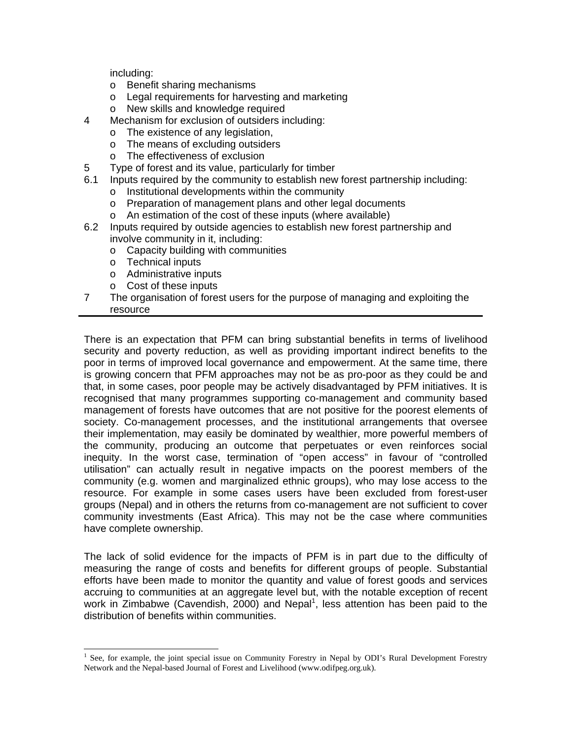including:
- Benefit sharing mechanisms
- Legal requirements for harvesting and marketing
- New skills and knowledge required

4 Mechanism for exclusion of outsiders including:
- The existence of any legislation,
- The means of excluding outsiders
- The effectiveness of exclusion

5 Type of forest and its value, particularly for timber

6.1 Inputs required by the community to establish new forest partnership including:
- Institutional developments within the community
- Preparation of management plans and other legal documents
- An estimation of the cost of these inputs (where available)

6.2 Inputs required by outside agencies to establish new forest partnership and involve community in it, including:
- Capacity building with communities
- Technical inputs
- Administrative inputs
- Cost of these inputs

7 The organisation of forest users for the purpose of managing and exploiting the resource

---

There is an expectation that PFM can bring substantial benefits in terms of livelihood security and poverty reduction, as well as providing important indirect benefits to the poor in terms of improved local governance and empowerment. At the same time, there is growing concern that PFM approaches may not be as pro-poor as they could be and that, in some cases, poor people may be actively disadvantaged by PFM initiatives. It is recognised that many programmes supporting co-management and community based management of forests have outcomes that are not positive for the poorest elements of society. Co-management processes, and the institutional arrangements that oversee their implementation, may easily be dominated by wealthier, more powerful members of the community, producing an outcome that perpetuates or even reinforces social inequity. In the worst case, termination of "open access" in favour of "controlled utilisation" can actually result in negative impacts on the poorest members of the community (e.g. women and marginalized ethnic groups), who may lose access to the resource. For example in some cases users have been excluded from forest-user groups (Nepal) and in others the returns from co-management are not sufficient to cover community investments (East Africa). This may not be the case where communities have complete ownership.

The lack of solid evidence for the impacts of PFM is in part due to the difficulty of measuring the range of costs and benefits for different groups of people. Substantial efforts have been made to monitor the quantity and value of forest goods and services accruing to communities at an aggregate level but, with the notable exception of recent work in Zimbabwe (Cavendish, 2000) and Nepal[1], less attention has been paid to the distribution of benefits within communities.

[1] See, for example, the joint special issue on Community Forestry in Nepal by ODI's Rural Development Forestry Network and the Nepal-based Journal of Forest and Livelihood (www.odifpeg.org.uk).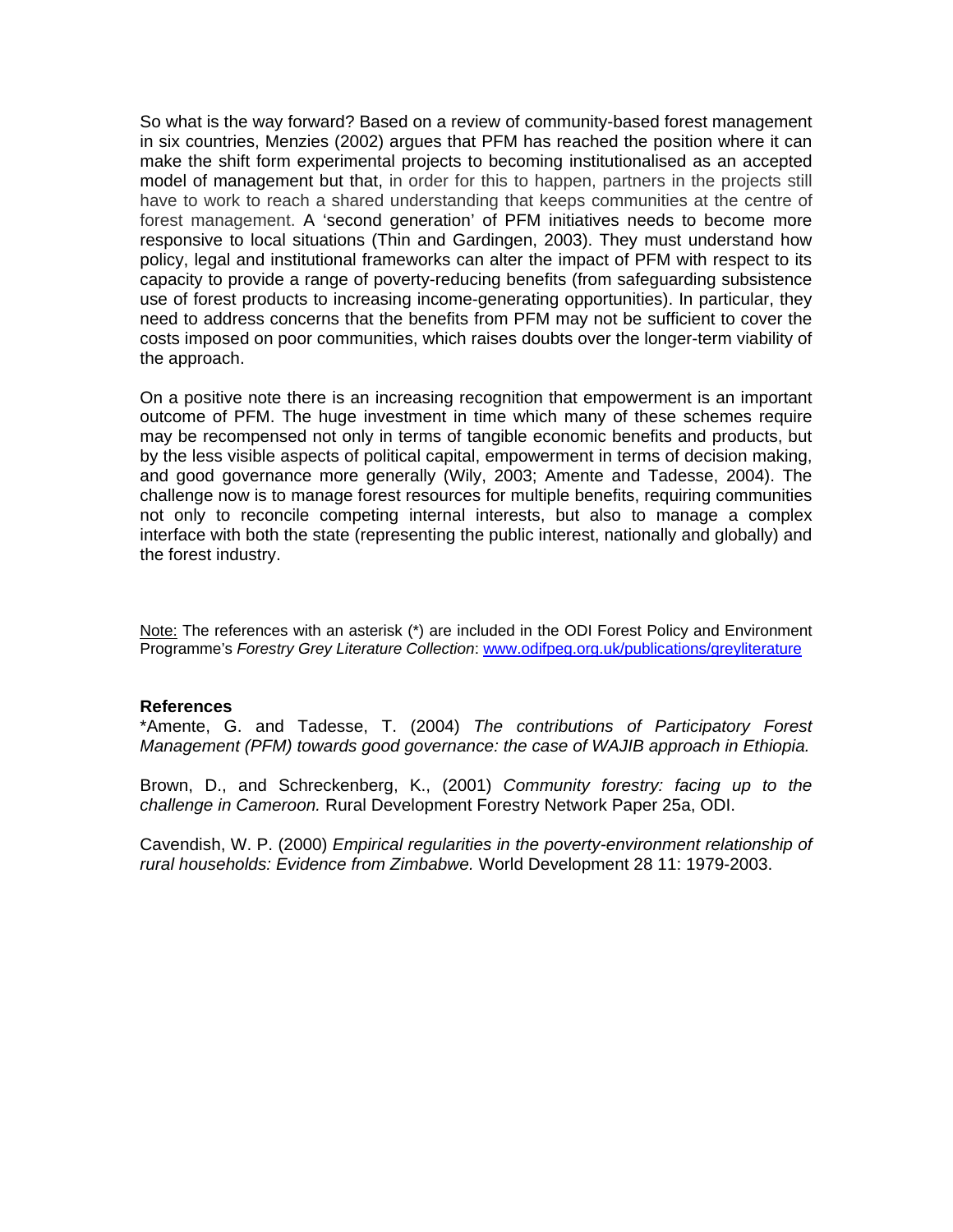So what is the way forward? Based on a review of community-based forest management in six countries, Menzies (2002) argues that PFM has reached the position where it can make the shift form experimental projects to becoming institutionalised as an accepted model of management but that, in order for this to happen, partners in the projects still have to work to reach a shared understanding that keeps communities at the centre of forest management. A 'second generation' of PFM initiatives needs to become more responsive to local situations (Thin and Gardingen, 2003). They must understand how policy, legal and institutional frameworks can alter the impact of PFM with respect to its capacity to provide a range of poverty-reducing benefits (from safeguarding subsistence use of forest products to increasing income-generating opportunities). In particular, they need to address concerns that the benefits from PFM may not be sufficient to cover the costs imposed on poor communities, which raises doubts over the longer-term viability of the approach.

On a positive note there is an increasing recognition that empowerment is an important outcome of PFM. The huge investment in time which many of these schemes require may be recompensed not only in terms of tangible economic benefits and products, but by the less visible aspects of political capital, empowerment in terms of decision making, and good governance more generally (Wily, 2003; Amente and Tadesse, 2004). The challenge now is to manage forest resources for multiple benefits, requiring communities not only to reconcile competing internal interests, but also to manage a complex interface with both the state (representing the public interest, nationally and globally) and the forest industry.

Note: The references with an asterisk (*) are included in the ODI Forest Policy and Environment Programme's *Forestry Grey Literature Collection*: www.odifpeg.org.uk/publications/greyliterature

**References**

*Amente, G. and Tadesse, T. (2004) *The contributions of Participatory Forest Management (PFM) towards good governance: the case of WAJIB approach in Ethiopia.*

Brown, D., and Schreckenberg, K., (2001) *Community forestry: facing up to the challenge in Cameroon.* Rural Development Forestry Network Paper 25a, ODI.

Cavendish, W. P. (2000) *Empirical regularities in the poverty-environment relationship of rural households: Evidence from Zimbabwe.* World Development 28 11: 1979-2003.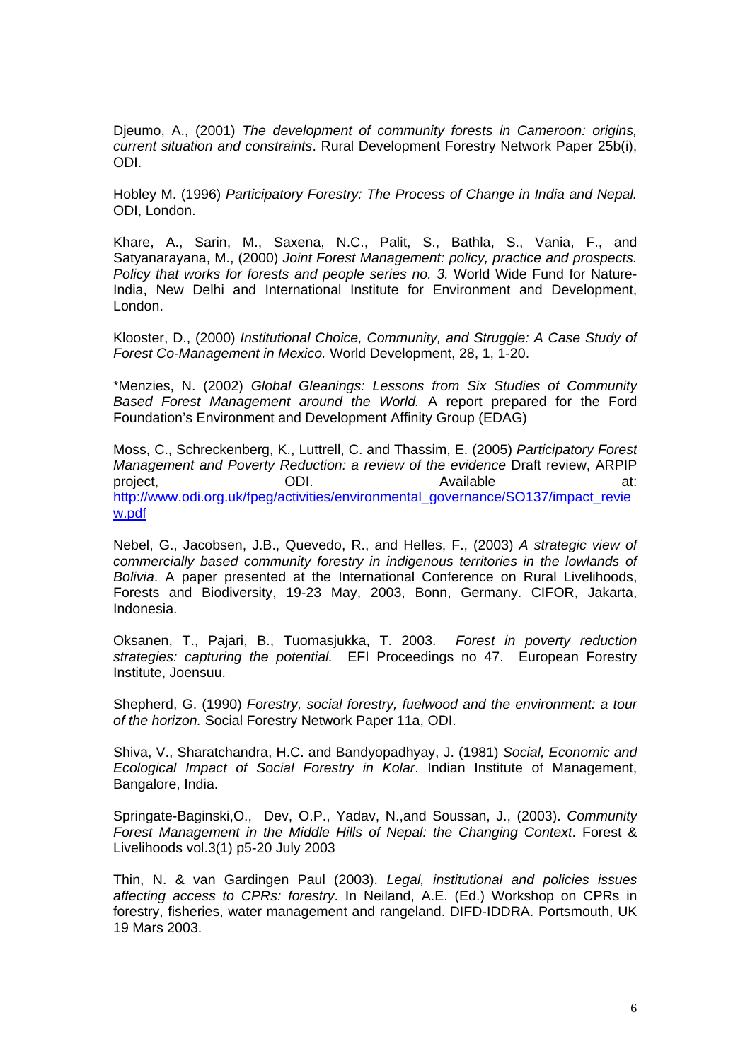Djeumo, A., (2001) *The development of community forests in Cameroon: origins, current situation and constraints*. Rural Development Forestry Network Paper 25b(i), ODI.

Hobley M. (1996) *Participatory Forestry: The Process of Change in India and Nepal.* ODI, London.

Khare, A., Sarin, M., Saxena, N.C., Palit, S., Bathla, S., Vania, F., and Satyanarayana, M., (2000) *Joint Forest Management: policy, practice and prospects. Policy that works for forests and people series no. 3.* World Wide Fund for Nature-India, New Delhi and International Institute for Environment and Development, London.

Klooster, D., (2000) *Institutional Choice, Community, and Struggle: A Case Study of Forest Co-Management in Mexico.* World Development, 28, 1, 1-20.

*Menzies, N. (2002) *Global Gleanings: Lessons from Six Studies of Community Based Forest Management around the World.* A report prepared for the Ford Foundation's Environment and Development Affinity Group (EDAG)

Moss, C., Schreckenberg, K., Luttrell, C. and Thassim, E. (2005) *Participatory Forest Management and Poverty Reduction: a review of the evidence* Draft review, ARPIP project, ODI. Available at: [http://www.odi.org.uk/fpeg/activities/environmental_governance/SO137/impact_review.pdf](http://www.odi.org.uk/fpeg/activities/environmental_governance/SO137/impact_review.pdf)

Nebel, G., Jacobsen, J.B., Quevedo, R., and Helles, F., (2003) *A strategic view of commercially based community forestry in indigenous territories in the lowlands of Bolivia*. A paper presented at the International Conference on Rural Livelihoods, Forests and Biodiversity, 19-23 May, 2003, Bonn, Germany. CIFOR, Jakarta, Indonesia.

Oksanen, T., Pajari, B., Tuomasjukka, T. 2003. *Forest in poverty reduction strategies: capturing the potential.* EFI Proceedings no 47. European Forestry Institute, Joensuu.

Shepherd, G. (1990) *Forestry, social forestry, fuelwood and the environment: a tour of the horizon.* Social Forestry Network Paper 11a, ODI.

Shiva, V., Sharatchandra, H.C. and Bandyopadhyay, J. (1981) *Social, Economic and Ecological Impact of Social Forestry in Kolar*. Indian Institute of Management, Bangalore, India.

Springate-Baginski,O., Dev, O.P., Yadav, N.,and Soussan, J., (2003). *Community Forest Management in the Middle Hills of Nepal: the Changing Context*. Forest & Livelihoods vol.3(1) p5-20 July 2003

Thin, N. & van Gardingen Paul (2003). *Legal, institutional and policies issues affecting access to CPRs: forestry*. In Neiland, A.E. (Ed.) Workshop on CPRs in forestry, fisheries, water management and rangeland. DIFD-IDDRA. Portsmouth, UK 19 Mars 2003.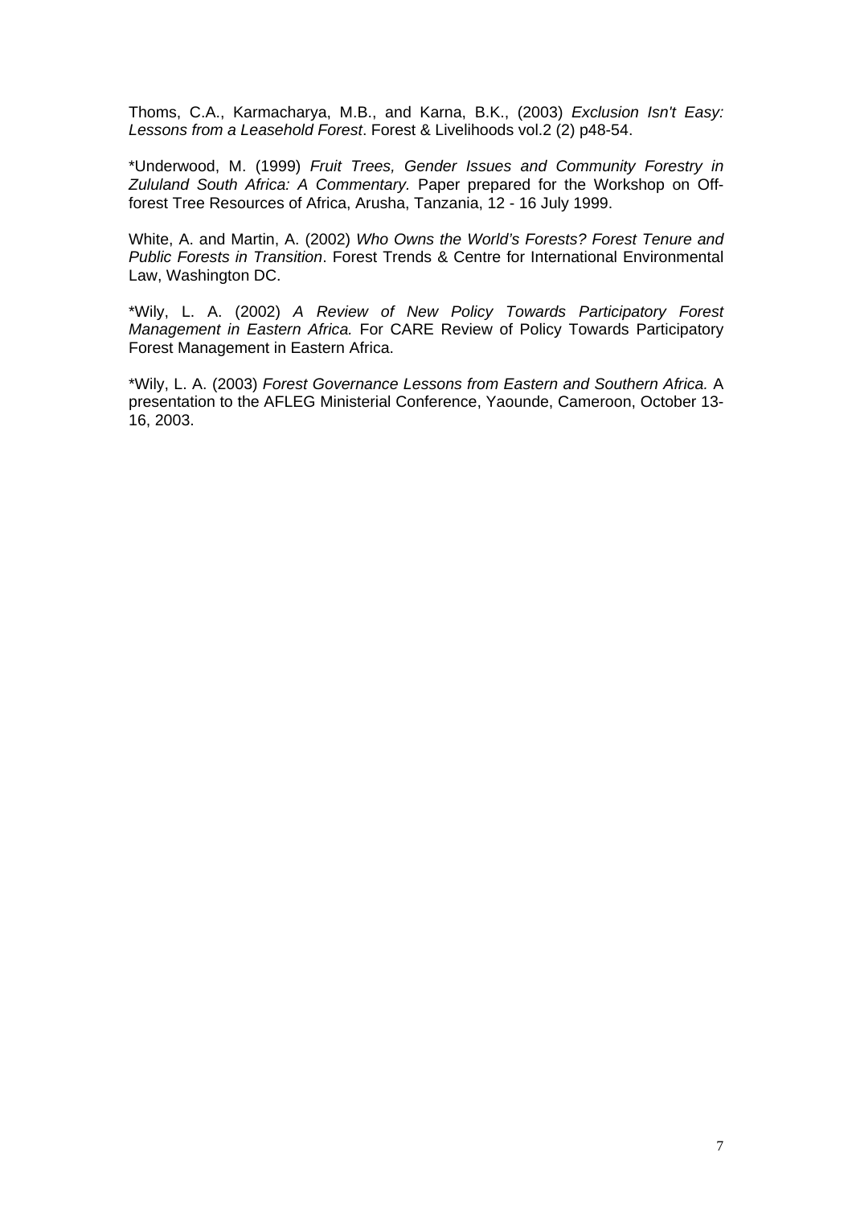Thoms, C.A., Karmacharya, M.B., and Karna, B.K., (2003) *Exclusion Isn't Easy: Lessons from a Leasehold Forest*. Forest & Livelihoods vol.2 (2) p48-54.

*Underwood, M. (1999) *Fruit Trees, Gender Issues and Community Forestry in Zululand South Africa: A Commentary.* Paper prepared for the Workshop on Off-forest Tree Resources of Africa, Arusha, Tanzania, 12 - 16 July 1999.

White, A. and Martin, A. (2002) *Who Owns the World's Forests? Forest Tenure and Public Forests in Transition*. Forest Trends & Centre for International Environmental Law, Washington DC.

*Wily, L. A. (2002) *A Review of New Policy Towards Participatory Forest Management in Eastern Africa.* For CARE Review of Policy Towards Participatory Forest Management in Eastern Africa.

*Wily, L. A. (2003) *Forest Governance Lessons from Eastern and Southern Africa.* A presentation to the AFLEG Ministerial Conference, Yaounde, Cameroon, October 13-16, 2003.